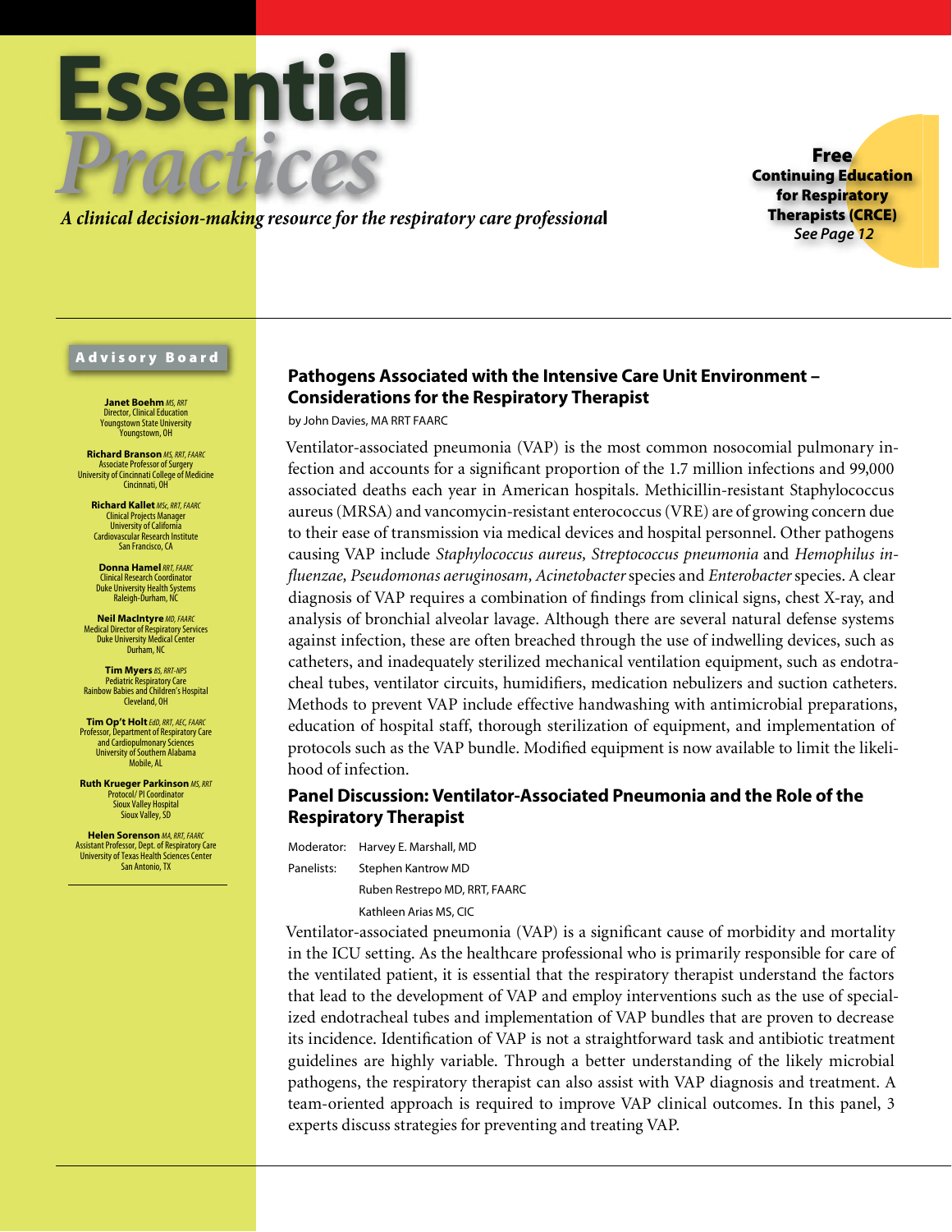# Essential *Practices*

*A clinical decision-making resource for the respiratory care professional*

**Free Continuing Education for Respiratory Therapists (CRCE)**
*See Page 12*

## Advisory Board

**Janet Boehm** *MS, RRT*
Director, Clinical Education
Youngstown State University
Youngstown, OH

**Richard Branson** *MS, RRT, FAARC*
Associate Professor of Surgery
University of Cincinnati College of Medicine
Cincinnati, OH

**Richard Kallet** *MSc, RRT, FAARC*
Clinical Projects Manager
University of California
Cardiovascular Research Institute
San Francisco, CA

**Donna Hamel** *RRT, FAARC*
Clinical Research Coordinator
Duke University Health Systems
Raleigh-Durham, NC

**Neil MacIntyre** *MD, FAARC*
Medical Director of Respiratory Services
Duke University Medical Center
Durham, NC

**Tim Myers** *BS, RRT-NPS*
Pediatric Respiratory Care
Rainbow Babies and Children's Hospital
Cleveland, OH

**Tim Op't Holt** *EdD, RRT, AEC, FAARC*
Professor, Department of Respiratory Care and Cardiopulmonary Sciences
University of Southern Alabama
Mobile, AL

**Ruth Krueger Parkinson** *MS, RRT*
Protocol/ PI Coordinator
Sioux Valley Hospital
Sioux Valley, SD

**Helen Sorenson** *MA, RRT, FAARC*
Assistant Professor, Dept. of Respiratory Care
University of Texas Health Sciences Center
San Antonio, TX

## Pathogens Associated with the Intensive Care Unit Environment – Considerations for the Respiratory Therapist

by John Davies, MA RRT FAARC

Ventilator-associated pneumonia (VAP) is the most common nosocomial pulmonary infection and accounts for a significant proportion of the 1.7 million infections and 99,000 associated deaths each year in American hospitals. Methicillin-resistant Staphylococcus aureus (MRSA) and vancomycin-resistant enterococcus (VRE) are of growing concern due to their ease of transmission via medical devices and hospital personnel. Other pathogens causing VAP include *Staphylococcus aureus, Streptococcus pneumonia* and *Hemophilus influenzae, Pseudomonas aeruginosam, Acinetobacter* species and *Enterobacter* species. A clear diagnosis of VAP requires a combination of findings from clinical signs, chest X-ray, and analysis of bronchial alveolar lavage. Although there are several natural defense systems against infection, these are often breached through the use of indwelling devices, such as catheters, and inadequately sterilized mechanical ventilation equipment, such as endotracheal tubes, ventilator circuits, humidifiers, medication nebulizers and suction catheters. Methods to prevent VAP include effective handwashing with antimicrobial preparations, education of hospital staff, thorough sterilization of equipment, and implementation of protocols such as the VAP bundle. Modified equipment is now available to limit the likelihood of infection.

## Panel Discussion: Ventilator-Associated Pneumonia and the Role of the Respiratory Therapist

Moderator: Harvey E. Marshall, MD

Panelists: Stephen Kantrow MD
Ruben Restrepo MD, RRT, FAARC
Kathleen Arias MS, CIC

Ventilator-associated pneumonia (VAP) is a significant cause of morbidity and mortality in the ICU setting. As the healthcare professional who is primarily responsible for care of the ventilated patient, it is essential that the respiratory therapist understand the factors that lead to the development of VAP and employ interventions such as the use of specialized endotracheal tubes and implementation of VAP bundles that are proven to decrease its incidence. Identification of VAP is not a straightforward task and antibiotic treatment guidelines are highly variable. Through a better understanding of the likely microbial pathogens, the respiratory therapist can also assist with VAP diagnosis and treatment. A team-oriented approach is required to improve VAP clinical outcomes. In this panel, 3 experts discuss strategies for preventing and treating VAP.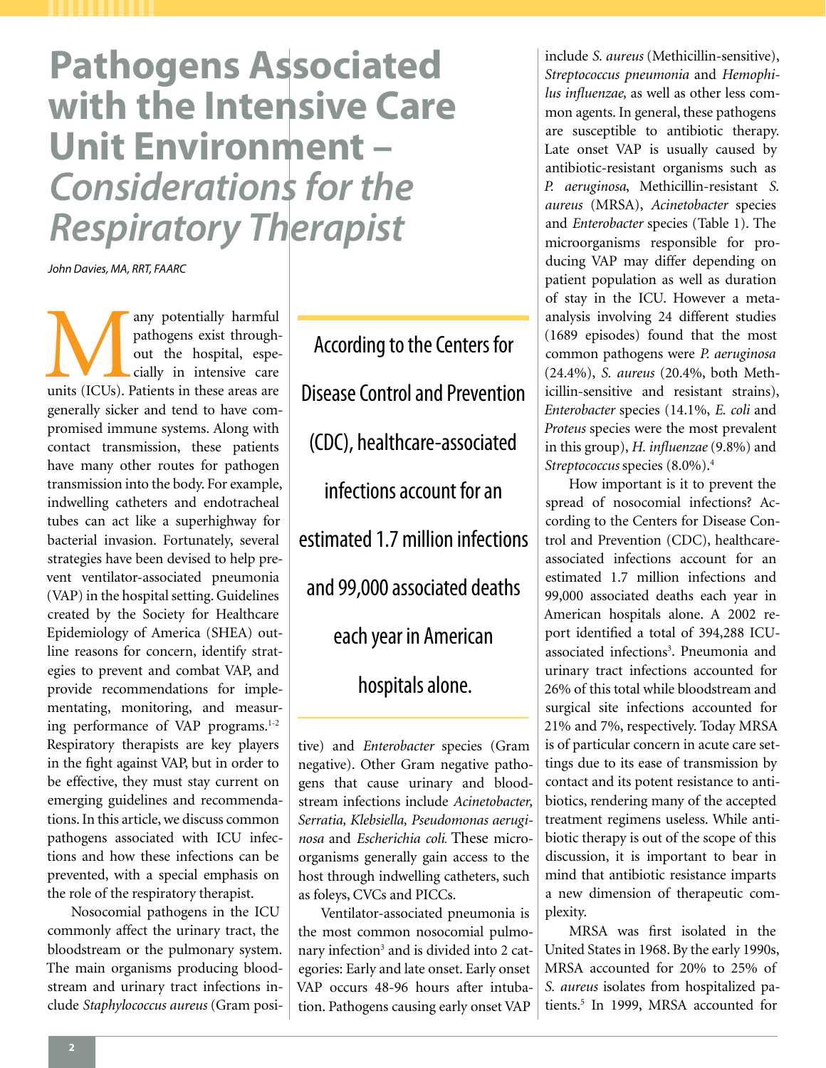# Pathogens Associated with the Intensive Care Unit Environment – *Considerations for the Respiratory Therapist*

*John Davies, MA, RRT, FAARC*

Many potentially harmful pathogens exist throughout the hospital, especially in intensive care units (ICUs). Patients in these areas are generally sicker and tend to have compromised immune systems. Along with contact transmission, these patients have many other routes for pathogen transmission into the body. For example, indwelling catheters and endotracheal tubes can act like a superhighway for bacterial invasion. Fortunately, several strategies have been devised to help prevent ventilator-associated pneumonia (VAP) in the hospital setting. Guidelines created by the Society for Healthcare Epidemiology of America (SHEA) outline reasons for concern, identify strategies to prevent and combat VAP, and provide recommendations for implementing, monitoring, and measuring performance of VAP programs.[1-2] Respiratory therapists are key players in the fight against VAP, but in order to be effective, they must stay current on emerging guidelines and recommendations. In this article, we discuss common pathogens associated with ICU infections and how these infections can be prevented, with a special emphasis on the role of the respiratory therapist.

Nosocomial pathogens in the ICU commonly affect the urinary tract, the bloodstream or the pulmonary system. The main organisms producing bloodstream and urinary tract infections include *Staphylococcus aureus* (Gram positive) and *Enterobacter* species (Gram negative). Other Gram negative pathogens that cause urinary and bloodstream infections include *Acinetobacter, Serratia, Klebsiella, Pseudomonas aeruginosa* and *Escherichia coli.* These microorganisms generally gain access to the host through indwelling catheters, such as foleys, CVCs and PICCs.

> According to the Centers for Disease Control and Prevention (CDC), healthcare-associated infections account for an estimated 1.7 million infections and 99,000 associated deaths each year in American hospitals alone.

Ventilator-associated pneumonia is the most common nosocomial pulmonary infection[3] and is divided into 2 categories: Early and late onset. Early onset VAP occurs 48-96 hours after intubation. Pathogens causing early onset VAP include *S. aureus* (Methicillin-sensitive), *Streptococcus pneumonia* and *Hemophilus influenzae,* as well as other less common agents. In general, these pathogens are susceptible to antibiotic therapy. Late onset VAP is usually caused by antibiotic-resistant organisms such as *P. aeruginosa*, Methicillin-resistant *S. aureus* (MRSA), *Acinetobacter* species and *Enterobacter* species (Table 1). The microorganisms responsible for producing VAP may differ depending on patient population as well as duration of stay in the ICU. However a meta-analysis involving 24 different studies (1689 episodes) found that the most common pathogens were *P. aeruginosa* (24.4%), *S. aureus* (20.4%, both Methicillin-sensitive and resistant strains), *Enterobacter* species (14.1%, *E. coli* and *Proteus* species were the most prevalent in this group), *H. influenzae* (9.8%) and *Streptococcus* species (8.0%).[4]

How important is it to prevent the spread of nosocomial infections? According to the Centers for Disease Control and Prevention (CDC), healthcare-associated infections account for an estimated 1.7 million infections and 99,000 associated deaths each year in American hospitals alone. A 2002 report identified a total of 394,288 ICU-associated infections[3]. Pneumonia and urinary tract infections accounted for 26% of this total while bloodstream and surgical site infections accounted for 21% and 7%, respectively. Today MRSA is of particular concern in acute care settings due to its ease of transmission by contact and its potent resistance to antibiotics, rendering many of the accepted treatment regimens useless. While antibiotic therapy is out of the scope of this discussion, it is important to bear in mind that antibiotic resistance imparts a new dimension of therapeutic complexity.

MRSA was first isolated in the United States in 1968. By the early 1990s, MRSA accounted for 20% to 25% of *S. aureus* isolates from hospitalized patients.[5] In 1999, MRSA accounted for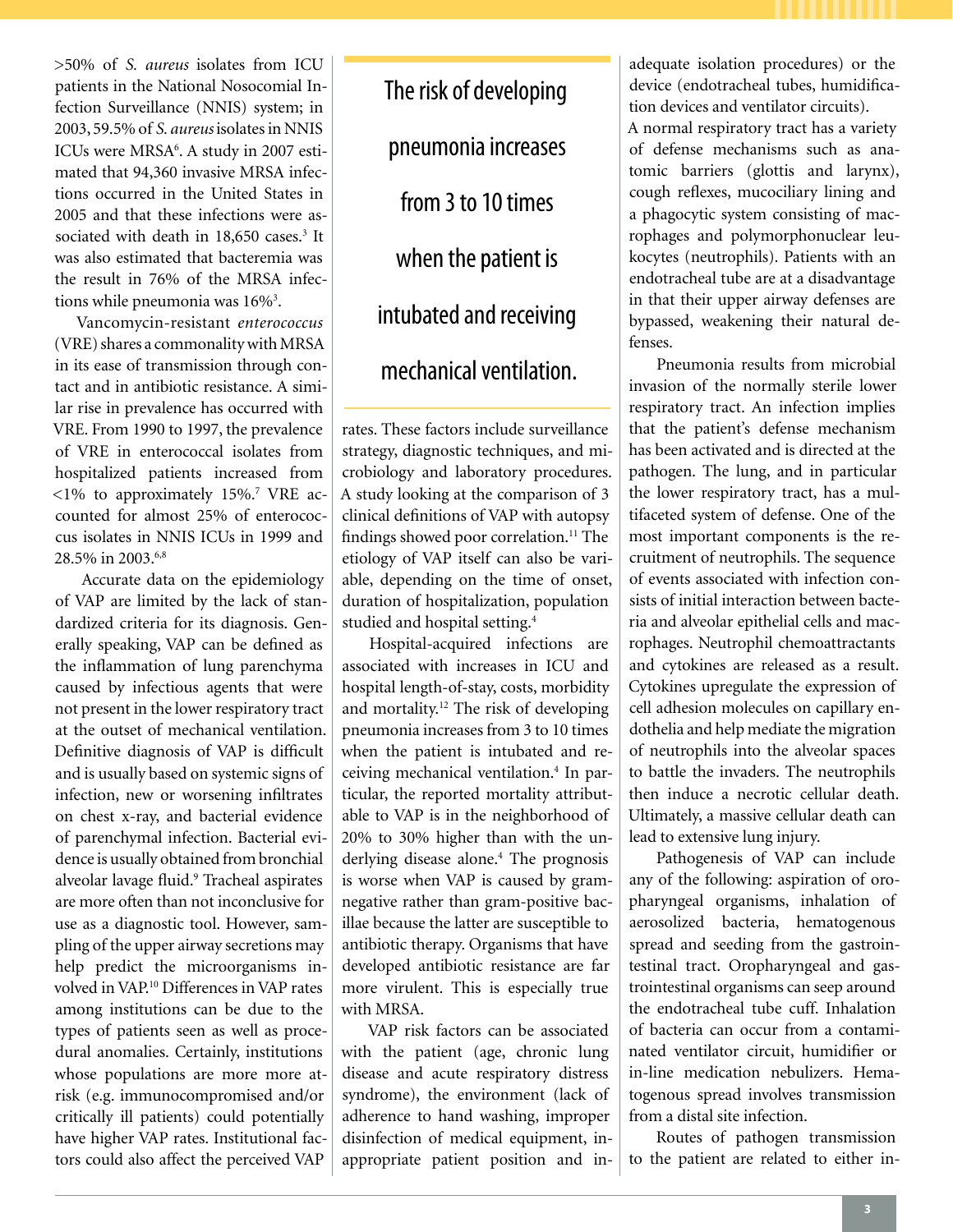>50% of *S. aureus* isolates from ICU patients in the National Nosocomial Infection Surveillance (NNIS) system; in 2003, 59.5% of *S. aureus* isolates in NNIS ICUs were MRSA[6]. A study in 2007 estimated that 94,360 invasive MRSA infections occurred in the United States in 2005 and that these infections were associated with death in 18,650 cases.[3] It was also estimated that bacteremia was the result in 76% of the MRSA infections while pneumonia was 16%[3].

Vancomycin-resistant *enterococcus* (VRE) shares a commonality with MRSA in its ease of transmission through contact and in antibiotic resistance. A similar rise in prevalence has occurred with VRE. From 1990 to 1997, the prevalence of VRE in enterococcal isolates from hospitalized patients increased from <1% to approximately 15%.[7] VRE accounted for almost 25% of enterococcus isolates in NNIS ICUs in 1999 and 28.5% in 2003.[6,8]

Accurate data on the epidemiology of VAP are limited by the lack of standardized criteria for its diagnosis. Generally speaking, VAP can be defined as the inflammation of lung parenchyma caused by infectious agents that were not present in the lower respiratory tract at the outset of mechanical ventilation. Definitive diagnosis of VAP is difficult and is usually based on systemic signs of infection, new or worsening infiltrates on chest x-ray, and bacterial evidence of parenchymal infection. Bacterial evidence is usually obtained from bronchial alveolar lavage fluid.[9] Tracheal aspirates are more often than not inconclusive for use as a diagnostic tool. However, sampling of the upper airway secretions may help predict the microorganisms involved in VAP.[10] Differences in VAP rates among institutions can be due to the types of patients seen as well as procedural anomalies. Certainly, institutions whose populations are more more at-risk (e.g. immunocompromised and/or critically ill patients) could potentially have higher VAP rates. Institutional factors could also affect the perceived VAP rates. These factors include surveillance strategy, diagnostic techniques, and microbiology and laboratory procedures. A study looking at the comparison of 3 clinical definitions of VAP with autopsy findings showed poor correlation.[11] The etiology of VAP itself can also be variable, depending on the time of onset, duration of hospitalization, population studied and hospital setting.[4]

> The risk of developing pneumonia increases from 3 to 10 times when the patient is intubated and receiving mechanical ventilation.

Hospital-acquired infections are associated with increases in ICU and hospital length-of-stay, costs, morbidity and mortality.[12] The risk of developing pneumonia increases from 3 to 10 times when the patient is intubated and receiving mechanical ventilation.[4] In particular, the reported mortality attributable to VAP is in the neighborhood of 20% to 30% higher than with the underlying disease alone.[4] The prognosis is worse when VAP is caused by gram-negative rather than gram-positive bacillae because the latter are susceptible to antibiotic therapy. Organisms that have developed antibiotic resistance are far more virulent. This is especially true with MRSA.

VAP risk factors can be associated with the patient (age, chronic lung disease and acute respiratory distress syndrome), the environment (lack of adherence to hand washing, improper disinfection of medical equipment, inappropriate patient position and inadequate isolation procedures) or the device (endotracheal tubes, humidification devices and ventilator circuits).

A normal respiratory tract has a variety of defense mechanisms such as anatomic barriers (glottis and larynx), cough reflexes, mucociliary lining and a phagocytic system consisting of macrophages and polymorphonuclear leukocytes (neutrophils). Patients with an endotracheal tube are at a disadvantage in that their upper airway defenses are bypassed, weakening their natural defenses.

Pneumonia results from microbial invasion of the normally sterile lower respiratory tract. An infection implies that the patient's defense mechanism has been activated and is directed at the pathogen. The lung, and in particular the lower respiratory tract, has a multifaceted system of defense. One of the most important components is the recruitment of neutrophils. The sequence of events associated with infection consists of initial interaction between bacteria and alveolar epithelial cells and macrophages. Neutrophil chemoattractants and cytokines are released as a result. Cytokines upregulate the expression of cell adhesion molecules on capillary endothelia and help mediate the migration of neutrophils into the alveolar spaces to battle the invaders. The neutrophils then induce a necrotic cellular death. Ultimately, a massive cellular death can lead to extensive lung injury.

Pathogenesis of VAP can include any of the following: aspiration of oropharyngeal organisms, inhalation of aerosolized bacteria, hematogenous spread and seeding from the gastrointestinal tract. Oropharyngeal and gastrointestinal organisms can seep around the endotracheal tube cuff. Inhalation of bacteria can occur from a contaminated ventilator circuit, humidifier or in-line medication nebulizers. Hematogenous spread involves transmission from a distal site infection.

Routes of pathogen transmission to the patient are related to either in-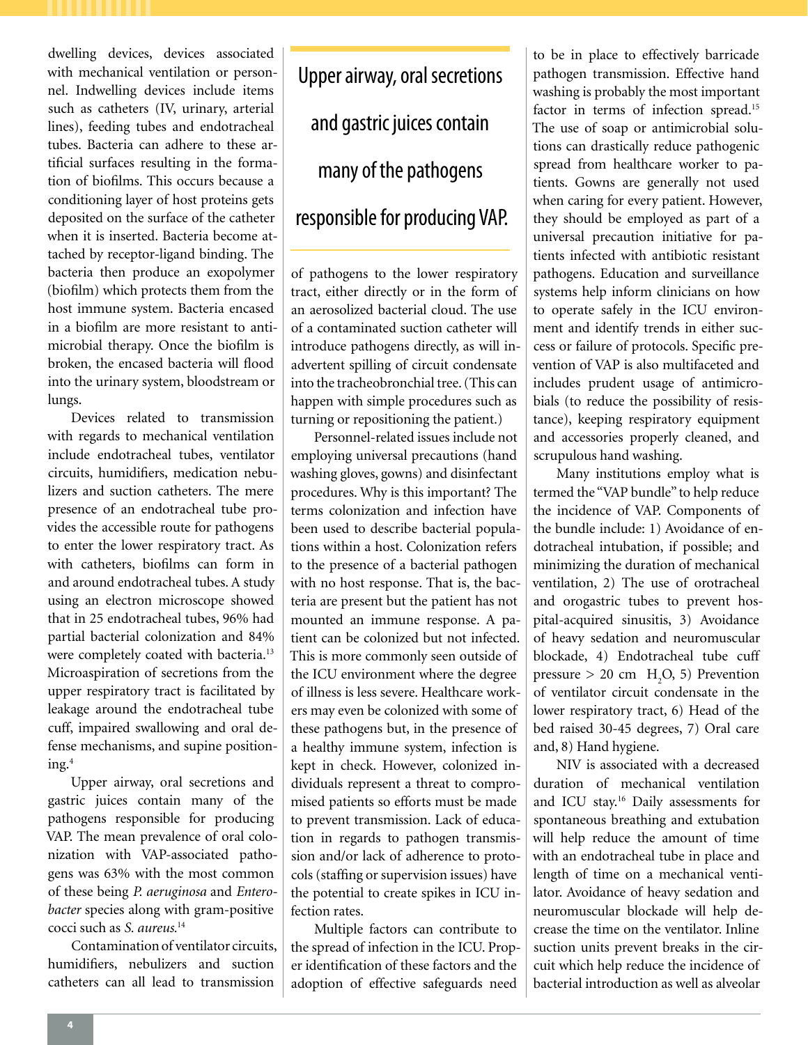dwelling devices, devices associated with mechanical ventilation or personnel. Indwelling devices include items such as catheters (IV, urinary, arterial lines), feeding tubes and endotracheal tubes. Bacteria can adhere to these artificial surfaces resulting in the formation of biofilms. This occurs because a conditioning layer of host proteins gets deposited on the surface of the catheter when it is inserted. Bacteria become attached by receptor-ligand binding. The bacteria then produce an exopolymer (biofilm) which protects them from the host immune system. Bacteria encased in a biofilm are more resistant to antimicrobial therapy. Once the biofilm is broken, the encased bacteria will flood into the urinary system, bloodstream or lungs.

Devices related to transmission with regards to mechanical ventilation include endotracheal tubes, ventilator circuits, humidifiers, medication nebulizers and suction catheters. The mere presence of an endotracheal tube provides the accessible route for pathogens to enter the lower respiratory tract. As with catheters, biofilms can form in and around endotracheal tubes. A study using an electron microscope showed that in 25 endotracheal tubes, 96% had partial bacterial colonization and 84% were completely coated with bacteria.[13] Microaspiration of secretions from the upper respiratory tract is facilitated by leakage around the endotracheal tube cuff, impaired swallowing and oral defense mechanisms, and supine positioning.[4]

Upper airway, oral secretions and gastric juices contain many of the pathogens responsible for producing VAP. The mean prevalence of oral colonization with VAP-associated pathogens was 63% with the most common of these being *P. aeruginosa* and *Enterobacter* species along with gram-positive cocci such as *S. aureus.*[14]

Contamination of ventilator circuits, humidifiers, nebulizers and suction catheters can all lead to transmission of pathogens to the lower respiratory tract, either directly or in the form of an aerosolized bacterial cloud. The use of a contaminated suction catheter will introduce pathogens directly, as will inadvertent spilling of circuit condensate into the tracheobronchial tree. (This can happen with simple procedures such as turning or repositioning the patient.)

> Upper airway, oral secretions and gastric juices contain many of the pathogens responsible for producing VAP.

Personnel-related issues include not employing universal precautions (hand washing gloves, gowns) and disinfectant procedures. Why is this important? The terms colonization and infection have been used to describe bacterial populations within a host. Colonization refers to the presence of a bacterial pathogen with no host response. That is, the bacteria are present but the patient has not mounted an immune response. A patient can be colonized but not infected. This is more commonly seen outside of the ICU environment where the degree of illness is less severe. Healthcare workers may even be colonized with some of these pathogens but, in the presence of a healthy immune system, infection is kept in check. However, colonized individuals represent a threat to compromised patients so efforts must be made to prevent transmission. Lack of education in regards to pathogen transmission and/or lack of adherence to protocols (staffing or supervision issues) have the potential to create spikes in ICU infection rates.

Multiple factors can contribute to the spread of infection in the ICU. Proper identification of these factors and the adoption of effective safeguards need to be in place to effectively barricade pathogen transmission. Effective hand washing is probably the most important factor in terms of infection spread.[15] The use of soap or antimicrobial solutions can drastically reduce pathogenic spread from healthcare worker to patients. Gowns are generally not used when caring for every patient. However, they should be employed as part of a universal precaution initiative for patients infected with antibiotic resistant pathogens. Education and surveillance systems help inform clinicians on how to operate safely in the ICU environment and identify trends in either success or failure of protocols. Specific prevention of VAP is also multifaceted and includes prudent usage of antimicrobials (to reduce the possibility of resistance), keeping respiratory equipment and accessories properly cleaned, and scrupulous hand washing.

Many institutions employ what is termed the "VAP bundle" to help reduce the incidence of VAP. Components of the bundle include: 1) Avoidance of endotracheal intubation, if possible; and minimizing the duration of mechanical ventilation, 2) The use of orotracheal and orogastric tubes to prevent hospital-acquired sinusitis, 3) Avoidance of heavy sedation and neuromuscular blockade, 4) Endotracheal tube cuff pressure > 20 cm $H_2O$, 5) Prevention of ventilator circuit condensate in the lower respiratory tract, 6) Head of the bed raised 30-45 degrees, 7) Oral care and, 8) Hand hygiene.

NIV is associated with a decreased duration of mechanical ventilation and ICU stay.[16] Daily assessments for spontaneous breathing and extubation will help reduce the amount of time with an endotracheal tube in place and length of time on a mechanical ventilator. Avoidance of heavy sedation and neuromuscular blockade will help decrease the time on the ventilator. Inline suction units prevent breaks in the circuit which help reduce the incidence of bacterial introduction as well as alveolar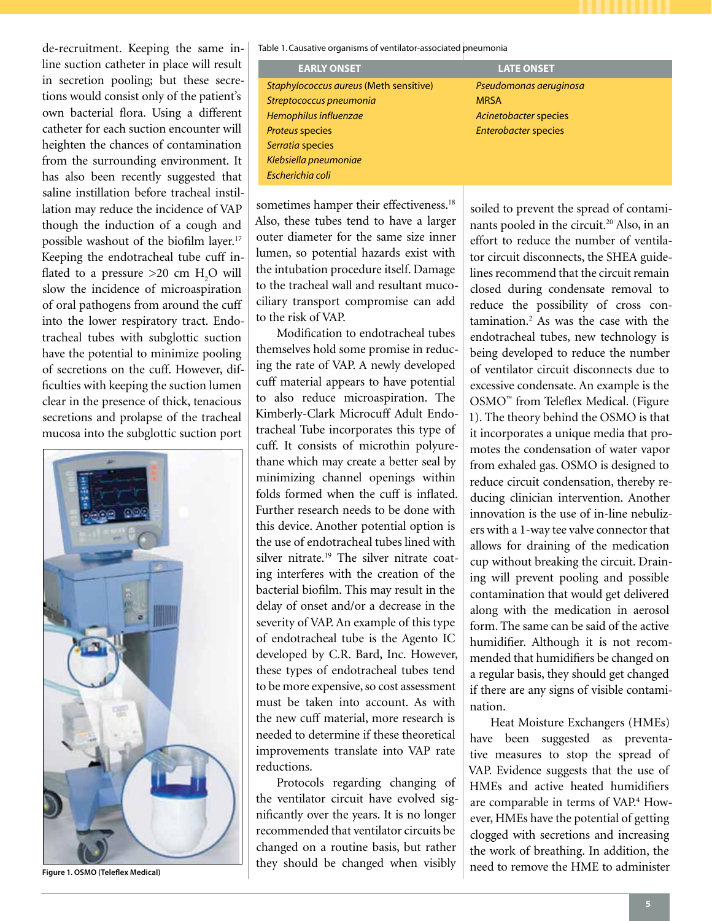de-recruitment. Keeping the same in-line suction catheter in place will result in secretion pooling; but these secretions would consist only of the patient's own bacterial flora. Using a different catheter for each suction encounter will heighten the chances of contamination from the surrounding environment. It has also been recently suggested that saline instillation before tracheal instillation may reduce the incidence of VAP though the induction of a cough and possible washout of the biofilm layer.[17] Keeping the endotracheal tube cuff inflated to a pressure >20 cm $H_2O$ will slow the incidence of microaspiration of oral pathogens from around the cuff into the lower respiratory tract. Endotracheal tubes with subglottic suction have the potential to minimize pooling of secretions on the cuff. However, difficulties with keeping the suction lumen clear in the presence of thick, tenacious secretions and prolapse of the tracheal mucosa into the subglottic suction port sometimes hamper their effectiveness.[18] Also, these tubes tend to have a larger outer diameter for the same size inner lumen, so potential hazards exist with the intubation procedure itself. Damage to the tracheal wall and resultant mucociliary transport compromise can add to the risk of VAP.

Table 1. Causative organisms of ventilator-associated pneumonia

| EARLY ONSET | LATE ONSET |
|---|---|
| *Staphylococcus aureus* (Meth sensitive) | *Pseudomonas aeruginosa* |
| *Streptococcus pneumonia* | MRSA |
| *Hemophilus influenzae* | *Acinetobacter* species |
| *Proteus* species | *Enterobacter* species |
| *Serratia* species | |
| *Klebsiella pneumoniae* | |
| *Escherichia coli* | |

Figure 1. OSMO (Teleflex Medical)

Modification to endotracheal tubes themselves hold some promise in reducing the rate of VAP. A newly developed cuff material appears to have potential to also reduce microaspiration. The Kimberly-Clark Microcuff Adult Endotracheal Tube incorporates this type of cuff. It consists of microthin polyurethane which may create a better seal by minimizing channel openings within folds formed when the cuff is inflated. Further research needs to be done with this device. Another potential option is the use of endotracheal tubes lined with silver nitrate.[19] The silver nitrate coating interferes with the creation of the bacterial biofilm. This may result in the delay of onset and/or a decrease in the severity of VAP. An example of this type of endotracheal tube is the Agento IC developed by C.R. Bard, Inc. However, these types of endotracheal tubes tend to be more expensive, so cost assessment must be taken into account. As with the new cuff material, more research is needed to determine if these theoretical improvements translate into VAP rate reductions.

Protocols regarding changing of the ventilator circuit have evolved significantly over the years. It is no longer recommended that ventilator circuits be changed on a routine basis, but rather they should be changed when visibly soiled to prevent the spread of contaminants pooled in the circuit.[20] Also, in an effort to reduce the number of ventilator circuit disconnects, the SHEA guidelines recommend that the circuit remain closed during condensate removal to reduce the possibility of cross contamination.[2] As was the case with the endotracheal tubes, new technology is being developed to reduce the number of ventilator circuit disconnects due to excessive condensate. An example is the OSMO™ from Teleflex Medical. (Figure 1). The theory behind the OSMO is that it incorporates a unique media that promotes the condensation of water vapor from exhaled gas. OSMO is designed to reduce circuit condensation, thereby reducing clinician intervention. Another innovation is the use of in-line nebulizers with a 1-way tee valve connector that allows for draining of the medication cup without breaking the circuit. Draining will prevent pooling and possible contamination that would get delivered along with the medication in aerosol form. The same can be said of the active humidifier. Although it is not recommended that humidifiers be changed on a regular basis, they should get changed if there are any signs of visible contamination.

Heat Moisture Exchangers (HMEs) have been suggested as preventative measures to stop the spread of VAP. Evidence suggests that the use of HMEs and active heated humidifiers are comparable in terms of VAP.[4] However, HMEs have the potential of getting clogged with secretions and increasing the work of breathing. In addition, the need to remove the HME to administer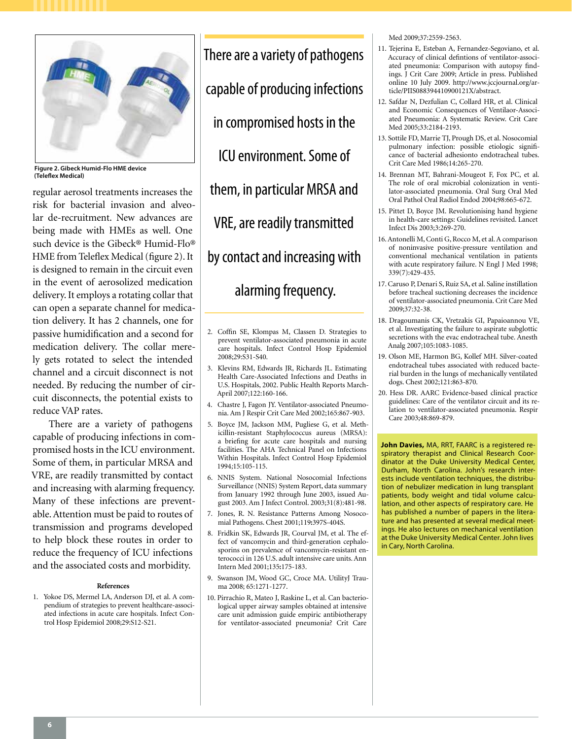Figure 2. Gibeck Humid-Flo HME device (Teleflex Medical)

regular aerosol treatments increases the risk for bacterial invasion and alveolar de-recruitment. New advances are being made with HMEs as well. One such device is the Gibeck® Humid-Flo® HME from Teleflex Medical (figure 2). It is designed to remain in the circuit even in the event of aerosolized medication delivery. It employs a rotating collar that can open a separate channel for medication delivery. It has 2 channels, one for passive humidification and a second for medication delivery. The collar merely gets rotated to select the intended channel and a circuit disconnect is not needed. By reducing the number of circuit disconnects, the potential exists to reduce VAP rates.

There are a variety of pathogens capable of producing infections in compromised hosts in the ICU environment. Some of them, in particular MRSA and VRE, are readily transmitted by contact and increasing with alarming frequency. Many of these infections are preventable. Attention must be paid to routes of transmission and programs developed to help block these routes in order to reduce the frequency of ICU infections and the associated costs and morbidity.

> There are a variety of pathogens capable of producing infections in compromised hosts in the ICU environment. Some of them, in particular MRSA and VRE, are readily transmitted by contact and increasing with alarming frequency.

### References

1. Yokoe DS, Mermel LA, Anderson DJ, et al. A compendium of strategies to prevent healthcare-associated infections in acute care hospitals. Infect Control Hosp Epidemiol 2008;29:S12-S21.
2. Coffin SE, Klompas M, Classen D. Strategies to prevent ventilator-associated pneumonia in acute care hospitals. Infect Control Hosp Epidemiol 2008;29:S31-S40.
3. Klevins RM, Edwards JR, Richards JL. Estimating Health Care-Associated Infections and Deaths in U.S. Hospitals, 2002. Public Health Reports March-April 2007;122:160-166.
4. Chastre J, Fagon JY. Ventilator-associated Pneumonia. Am J Respir Crit Care Med 2002;165:867-903.
5. Boyce JM, Jackson MM, Pugliese G, et al. Methicillin-resistant Staphylococcus aureus (MRSA): a briefing for acute care hospitals and nursing facilities. The AHA Technical Panel on Infections Within Hospitals. Infect Control Hosp Epidemiol 1994;15:105-115.
6. NNIS System. National Nosocomial Infections Surveillance (NNIS) System Report, data summary from January 1992 through June 2003, issued August 2003. Am J Infect Control. 2003;31(8):481-98.
7. Jones, R. N. Resistance Patterns Among Nosocomial Pathogens. Chest 2001;119:397S-404S.
8. Fridkin SK, Edwards JR, Courval JM, et al. The effect of vancomycin and third-generation cephalosporins on prevalence of vancomycin-resistant enterococci in 126 U.S. adult intensive care units. Ann Intern Med 2001;135:175-183.
9. Swanson JM, Wood GC, Croce MA. UtilityJ Trauma 2008; 65:1271-1277.
10. Pirrachio R, Mateo J, Raskine L, et al. Can bacteriological upper airway samples obtained at intensive care unit admission guide empiric antibiotherapy for ventilator-associated pneumonia? Crit Care Med 2009;37:2559-2563.
11. Tejerina E, Esteban A, Fernandez-Segoviano, et al. Accuracy of clinical defintions of ventilator-associated pneumonia: Comparison with autopsy findings. J Crit Care 2009; Article in press. Published online 10 July 2009. http://www.jccjournal.org/article/PIIS088394410900121X/abstract.
12. Safdar N, Dezfulian C, Collard HR, et al. Clinical and Economic Consequences of Ventilaor-Associated Pneumonia: A Systematic Review. Crit Care Med 2005;33:2184-2193.
13. Sottile FD, Marrie TJ, Prough DS, et al. Nosocomial pulmonary infection: possible etiologic significance of bacterial adhesionto endotracheal tubes. Crit Care Med 1986;14:265-270.
14. Brennan MT, Bahrani-Mougeot F, Fox PC, et al. The role of oral microbial colonization in ventilator-associated pneumonia. Oral Surg Oral Med Oral Pathol Oral Radiol Endod 2004;98:665-672.
15. Pittet D, Boyce JM. Revolutionising hand hygiene in health-care settings: Guidelines revisited. Lancet Infect Dis 2003;3:269-270.
16. Antonelli M, Conti G, Rocco M, et al. A comparison of noninvasive positive-pressure ventilation and conventional mechanical ventilation in patients with acute respiratory failure. N Engl J Med 1998; 339(7):429-435.
17. Caruso P, Denari S, Ruiz SA, et al. Saline instillation before tracheal suctioning decreases the incidence of ventilator-associated pneumonia. Crit Care Med 2009;37:32-38.
18. Dragoumanis CK, Vretzakis GI, Papaioannou VE, et al. Investigating the failure to aspirate subglottic secretions with the evac endotracheal tube. Anesth Analg 2007;105:1083-1085.
19. Olson ME, Harmon BG, Kollef MH. Silver-coated endotracheal tubes associated with reduced bacterial burden in the lungs of mechanically ventilated dogs. Chest 2002;121:863-870.
20. Hess DR. AARC Evidence-based clinical practice guidelines: Care of the ventilator circuit and its relation to ventilator-associated pneumonia. Respir Care 2003;48:869-879.

**John Davies,** MA, RRT, FAARC is a registered respiratory therapist and Clinical Research Coordinator at the Duke University Medical Center, Durham, North Carolina. John's research interests include ventilation techniques, the distribution of nebulizer medication in lung transplant patients, body weight and tidal volume calculation, and other aspects of respiratory care. He has published a number of papers in the literature and has presented at several medical meetings. He also lectures on mechanical ventilation at the Duke University Medical Center. John lives in Cary, North Carolina.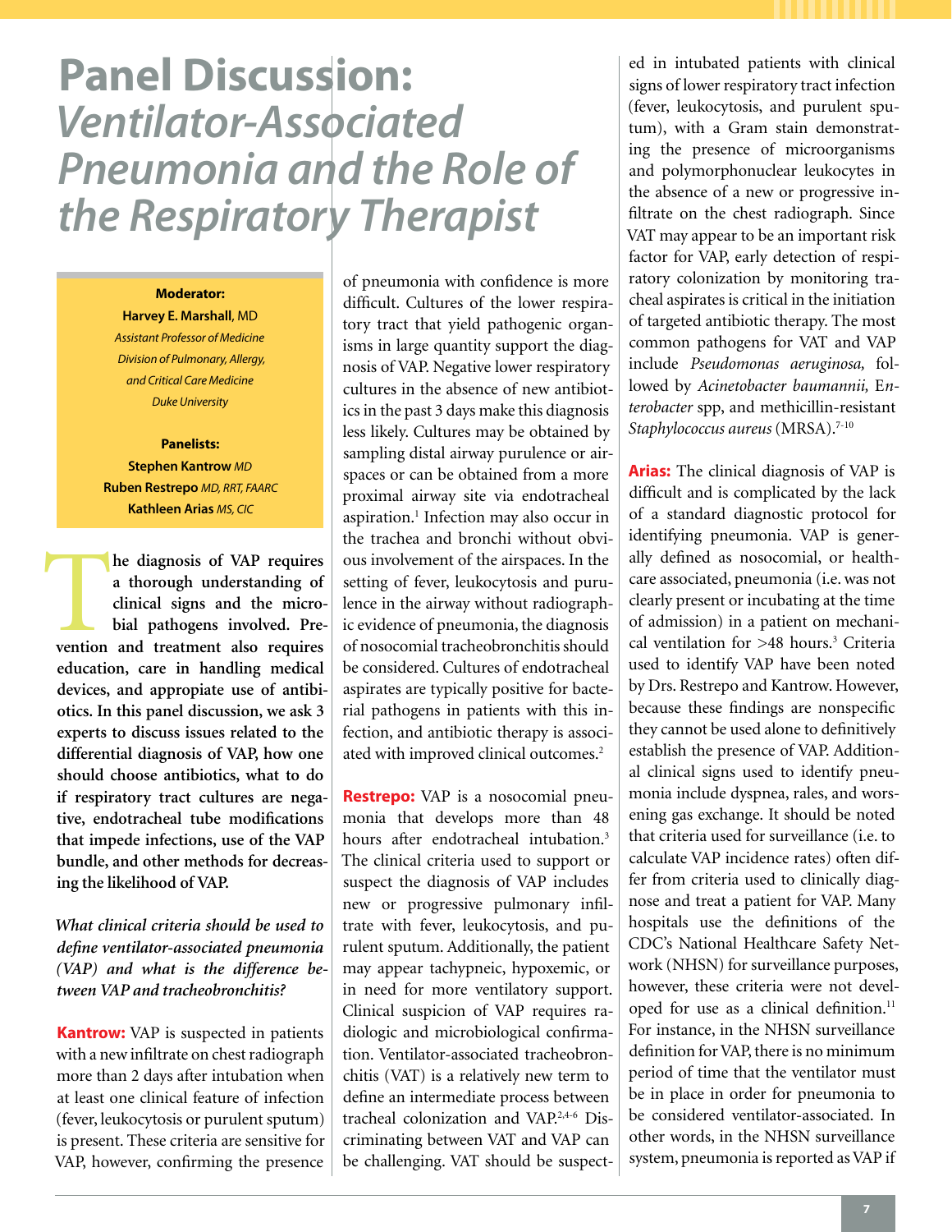# Panel Discussion: *Ventilator-Associated Pneumonia and the Role of the Respiratory Therapist*

**Moderator:**
**Harvey E. Marshall**, MD
*Assistant Professor of Medicine*
*Division of Pulmonary, Allergy, and Critical Care Medicine*
*Duke University*

**Panelists:**
**Stephen Kantrow** *MD*
**Ruben Restrepo** *MD, RRT, FAARC*
**Kathleen Arias** *MS, CIC*

**The diagnosis of VAP requires a thorough understanding of clinical signs and the microbial pathogens involved. Prevention and treatment also requires education, care in handling medical devices, and appropiate use of antibiotics. In this panel discussion, we ask 3 experts to discuss issues related to the differential diagnosis of VAP, how one should choose antibiotics, what to do if respiratory tract cultures are negative, endotracheal tube modifications that impede infections, use of the VAP bundle, and other methods for decreasing the likelihood of VAP.**

***What clinical criteria should be used to define ventilator-associated pneumonia (VAP) and what is the difference between VAP and tracheobronchitis?***

**Kantrow:** VAP is suspected in patients with a new infiltrate on chest radiograph more than 2 days after intubation when at least one clinical feature of infection (fever, leukocytosis or purulent sputum) is present. These criteria are sensitive for VAP, however, confirming the presence of pneumonia with confidence is more difficult. Cultures of the lower respiratory tract that yield pathogenic organisms in large quantity support the diagnosis of VAP. Negative lower respiratory cultures in the absence of new antibiotics in the past 3 days make this diagnosis less likely. Cultures may be obtained by sampling distal airway purulence or airspaces or can be obtained from a more proximal airway site via endotracheal aspiration.[1] Infection may also occur in the trachea and bronchi without obvious involvement of the airspaces. In the setting of fever, leukocytosis and purulence in the airway without radiographic evidence of pneumonia, the diagnosis of nosocomial tracheobronchitis should be considered. Cultures of endotracheal aspirates are typically positive for bacterial pathogens in patients with this infection, and antibiotic therapy is associated with improved clinical outcomes.[2]

**Restrepo:** VAP is a nosocomial pneumonia that develops more than 48 hours after endotracheal intubation.[3] The clinical criteria used to support or suspect the diagnosis of VAP includes new or progressive pulmonary infiltrate with fever, leukocytosis, and purulent sputum. Additionally, the patient may appear tachypneic, hypoxemic, or in need for more ventilatory support. Clinical suspicion of VAP requires radiologic and microbiological confirmation. Ventilator-associated tracheobronchitis (VAT) is a relatively new term to define an intermediate process between tracheal colonization and VAP.[2,4-6] Discriminating between VAT and VAP can be challenging. VAT should be suspected in intubated patients with clinical signs of lower respiratory tract infection (fever, leukocytosis, and purulent sputum), with a Gram stain demonstrating the presence of microorganisms and polymorphonuclear leukocytes in the absence of a new or progressive infiltrate on the chest radiograph. Since VAT may appear to be an important risk factor for VAP, early detection of respiratory colonization by monitoring tracheal aspirates is critical in the initiation of targeted antibiotic therapy. The most common pathogens for VAT and VAP include *Pseudomonas aeruginosa,* followed by *Acinetobacter baumannii*, *Enterobacter* spp, and methicillin-resistant *Staphylococcus aureus* (MRSA).[7-10]

**Arias:** The clinical diagnosis of VAP is difficult and is complicated by the lack of a standard diagnostic protocol for identifying pneumonia. VAP is generally defined as nosocomial, or healthcare associated, pneumonia (i.e. was not clearly present or incubating at the time of admission) in a patient on mechanical ventilation for >48 hours.[3] Criteria used to identify VAP have been noted by Drs. Restrepo and Kantrow. However, because these findings are nonspecific they cannot be used alone to definitively establish the presence of VAP. Additional clinical signs used to identify pneumonia include dyspnea, rales, and worsening gas exchange. It should be noted that criteria used for surveillance (i.e. to calculate VAP incidence rates) often differ from criteria used to clinically diagnose and treat a patient for VAP. Many hospitals use the definitions of the CDC's National Healthcare Safety Network (NHSN) for surveillance purposes, however, these criteria were not developed for use as a clinical definition.[11] For instance, in the NHSN surveillance definition for VAP, there is no minimum period of time that the ventilator must be in place in order for pneumonia to be considered ventilator-associated. In other words, in the NHSN surveillance system, pneumonia is reported as VAP if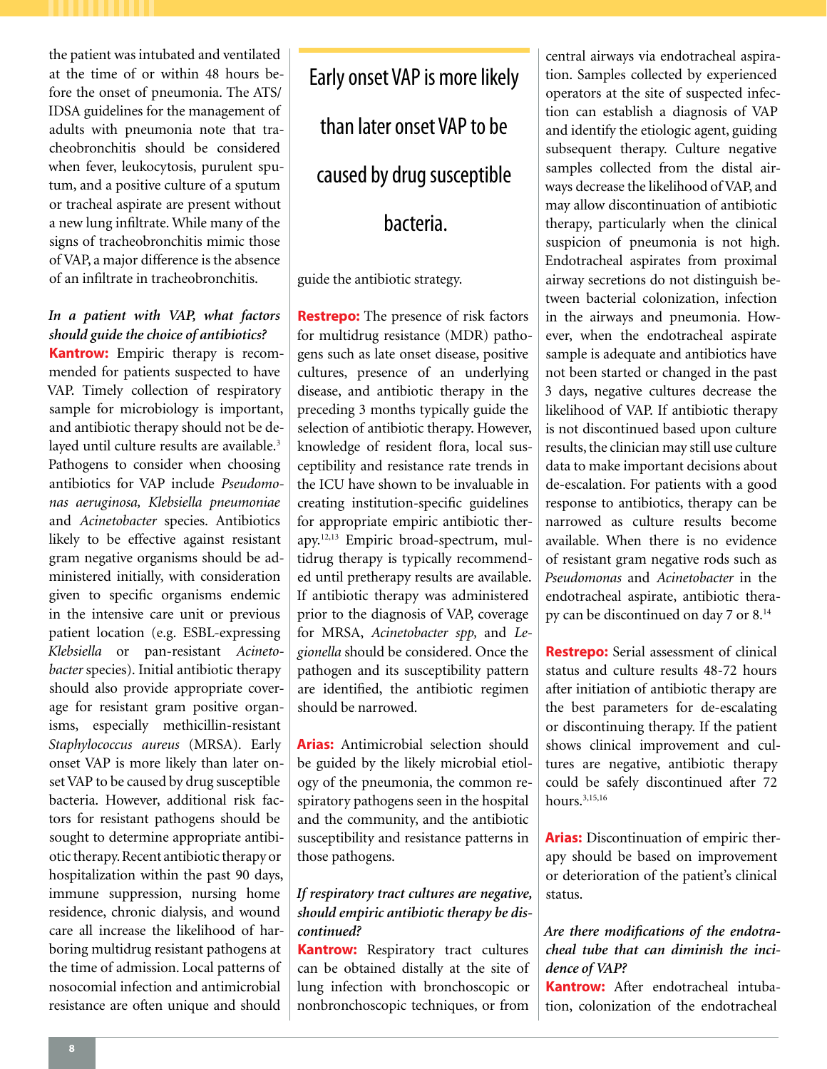the patient was intubated and ventilated at the time of or within 48 hours before the onset of pneumonia. The ATS/IDSA guidelines for the management of adults with pneumonia note that tracheobronchitis should be considered when fever, leukocytosis, purulent sputum, and a positive culture of a sputum or tracheal aspirate are present without a new lung infiltrate. While many of the signs of tracheobronchitis mimic those of VAP, a major difference is the absence of an infiltrate in tracheobronchitis.

***In a patient with VAP, what factors should guide the choice of antibiotics?***

**Kantrow:** Empiric therapy is recommended for patients suspected to have VAP. Timely collection of respiratory sample for microbiology is important, and antibiotic therapy should not be delayed until culture results are available.[3] Pathogens to consider when choosing antibiotics for VAP include *Pseudomonas aeruginosa, Klebsiella pneumoniae* and *Acinetobacter* species. Antibiotics likely to be effective against resistant gram negative organisms should be administered initially, with consideration given to specific organisms endemic in the intensive care unit or previous patient location (e.g. ESBL-expressing *Klebsiella* or pan-resistant *Acinetobacter* species). Initial antibiotic therapy should also provide appropriate coverage for resistant gram positive organisms, especially methicillin-resistant *Staphylococcus aureus* (MRSA). Early onset VAP is more likely than later onset VAP to be caused by drug susceptible bacteria. However, additional risk factors for resistant pathogens should be sought to determine appropriate antibiotic therapy. Recent antibiotic therapy or hospitalization within the past 90 days, immune suppression, nursing home residence, chronic dialysis, and wound care all increase the likelihood of harboring multidrug resistant pathogens at the time of admission. Local patterns of nosocomial infection and antimicrobial resistance are often unique and should guide the antibiotic strategy.

> Early onset VAP is more likely than later onset VAP to be caused by drug susceptible bacteria.

**Restrepo:** The presence of risk factors for multidrug resistance (MDR) pathogens such as late onset disease, positive cultures, presence of an underlying disease, and antibiotic therapy in the preceding 3 months typically guide the selection of antibiotic therapy. However, knowledge of resident flora, local susceptibility and resistance rate trends in the ICU have shown to be invaluable in creating institution-specific guidelines for appropriate empiric antibiotic therapy.[12,13] Empiric broad-spectrum, multidrug therapy is typically recommended until pretherapy results are available. If antibiotic therapy was administered prior to the diagnosis of VAP, coverage for MRSA, *Acinetobacter spp,* and *Legionella* should be considered. Once the pathogen and its susceptibility pattern are identified, the antibiotic regimen should be narrowed.

**Arias:** Antimicrobial selection should be guided by the likely microbial etiology of the pneumonia, the common respiratory pathogens seen in the hospital and the community, and the antibiotic susceptibility and resistance patterns in those pathogens.

***If respiratory tract cultures are negative, should empiric antibiotic therapy be discontinued?***

**Kantrow:** Respiratory tract cultures can be obtained distally at the site of lung infection with bronchoscopic or nonbronchoscopic techniques, or from central airways via endotracheal aspiration. Samples collected by experienced operators at the site of suspected infection can establish a diagnosis of VAP and identify the etiologic agent, guiding subsequent therapy. Culture negative samples collected from the distal airways decrease the likelihood of VAP, and may allow discontinuation of antibiotic therapy, particularly when the clinical suspicion of pneumonia is not high. Endotracheal aspirates from proximal airway secretions do not distinguish between bacterial colonization, infection in the airways and pneumonia. However, when the endotracheal aspirate sample is adequate and antibiotics have not been started or changed in the past 3 days, negative cultures decrease the likelihood of VAP. If antibiotic therapy is not discontinued based upon culture results, the clinician may still use culture data to make important decisions about de-escalation. For patients with a good response to antibiotics, therapy can be narrowed as culture results become available. When there is no evidence of resistant gram negative rods such as *Pseudomonas* and *Acinetobacter* in the endotracheal aspirate, antibiotic therapy can be discontinued on day 7 or 8.[14]

**Restrepo:** Serial assessment of clinical status and culture results 48-72 hours after initiation of antibiotic therapy are the best parameters for de-escalating or discontinuing therapy. If the patient shows clinical improvement and cultures are negative, antibiotic therapy could be safely discontinued after 72 hours.[3,15,16]

**Arias:** Discontinuation of empiric therapy should be based on improvement or deterioration of the patient's clinical status.

***Are there modifications of the endotracheal tube that can diminish the incidence of VAP?***

**Kantrow:** After endotracheal intubation, colonization of the endotracheal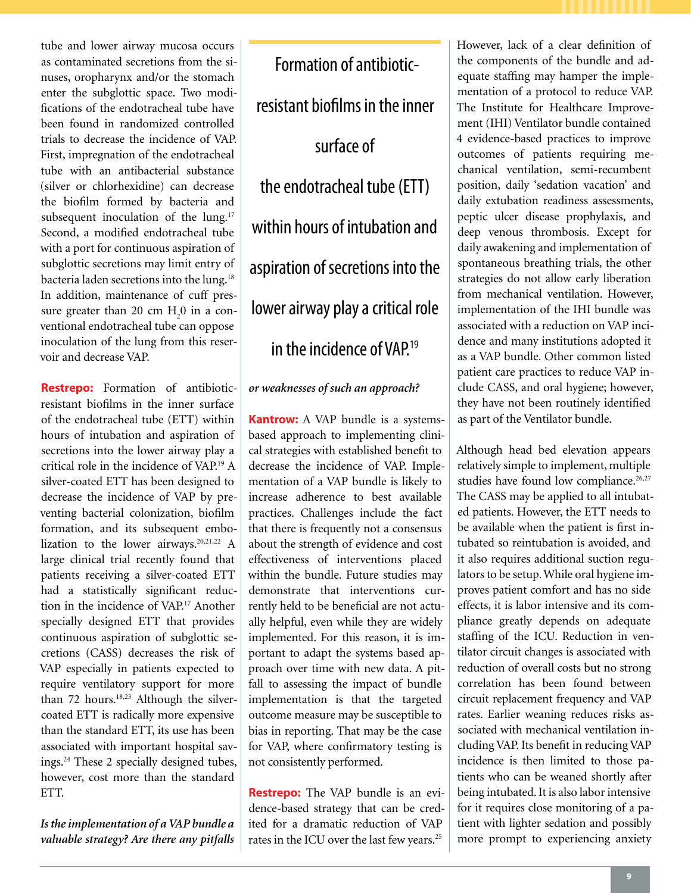tube and lower airway mucosa occurs as contaminated secretions from the sinuses, oropharynx and/or the stomach enter the subglottic space. Two modifications of the endotracheal tube have been found in randomized controlled trials to decrease the incidence of VAP. First, impregnation of the endotracheal tube with an antibacterial substance (silver or chlorhexidine) can decrease the biofilm formed by bacteria and subsequent inoculation of the lung.[17] Second, a modified endotracheal tube with a port for continuous aspiration of subglottic secretions may limit entry of bacteria laden secretions into the lung.[18] In addition, maintenance of cuff pressure greater than 20 cm $H_20$ in a conventional endotracheal tube can oppose inoculation of the lung from this reservoir and decrease VAP.

**Restrepo:** Formation of antibiotic-resistant biofilms in the inner surface of the endotracheal tube (ETT) within hours of intubation and aspiration of secretions into the lower airway play a critical role in the incidence of VAP.[19] A silver-coated ETT has been designed to decrease the incidence of VAP by preventing bacterial colonization, biofilm formation, and its subsequent embolization to the lower airways.[20,21,22] A large clinical trial recently found that patients receiving a silver-coated ETT had a statistically significant reduction in the incidence of VAP.[17] Another specially designed ETT that provides continuous aspiration of subglottic secretions (CASS) decreases the risk of VAP especially in patients expected to require ventilatory support for more than 72 hours.[18,23] Although the silver-coated ETT is radically more expensive than the standard ETT, its use has been associated with important hospital savings.[24] These 2 specially designed tubes, however, cost more than the standard ETT.

> Formation of antibiotic-resistant biofilms in the inner surface of the endotracheal tube (ETT) within hours of intubation and aspiration of secretions into the lower airway play a critical role in the incidence of VAP.[19]

***Is the implementation of a VAP bundle a valuable strategy? Are there any pitfalls or weaknesses of such an approach?***

**Kantrow:** A VAP bundle is a systems-based approach to implementing clinical strategies with established benefit to decrease the incidence of VAP. Implementation of a VAP bundle is likely to increase adherence to best available practices. Challenges include the fact that there is frequently not a consensus about the strength of evidence and cost effectiveness of interventions placed within the bundle. Future studies may demonstrate that interventions currently held to be beneficial are not actually helpful, even while they are widely implemented. For this reason, it is important to adapt the systems based approach over time with new data. A pitfall to assessing the impact of bundle implementation is that the targeted outcome measure may be susceptible to bias in reporting. That may be the case for VAP, where confirmatory testing is not consistently performed.

**Restrepo:** The VAP bundle is an evidence-based strategy that can be credited for a dramatic reduction of VAP rates in the ICU over the last few years.[25] However, lack of a clear definition of the components of the bundle and adequate staffing may hamper the implementation of a protocol to reduce VAP. The Institute for Healthcare Improvement (IHI) Ventilator bundle contained 4 evidence-based practices to improve outcomes of patients requiring mechanical ventilation, semi-recumbent position, daily 'sedation vacation' and daily extubation readiness assessments, peptic ulcer disease prophylaxis, and deep venous thrombosis. Except for daily awakening and implementation of spontaneous breathing trials, the other strategies do not allow early liberation from mechanical ventilation. However, implementation of the IHI bundle was associated with a reduction on VAP incidence and many institutions adopted it as a VAP bundle. Other common listed patient care practices to reduce VAP include CASS, and oral hygiene; however, they have not been routinely identified as part of the Ventilator bundle.

Although head bed elevation appears relatively simple to implement, multiple studies have found low compliance.[26,27] The CASS may be applied to all intubated patients. However, the ETT needs to be available when the patient is first intubated so reintubation is avoided, and it also requires additional suction regulators to be setup. While oral hygiene improves patient comfort and has no side effects, it is labor intensive and its compliance greatly depends on adequate staffing of the ICU. Reduction in ventilator circuit changes is associated with reduction of overall costs but no strong correlation has been found between circuit replacement frequency and VAP rates. Earlier weaning reduces risks associated with mechanical ventilation including VAP. Its benefit in reducing VAP incidence is then limited to those patients who can be weaned shortly after being intubated. It is also labor intensive for it requires close monitoring of a patient with lighter sedation and possibly more prompt to experiencing anxiety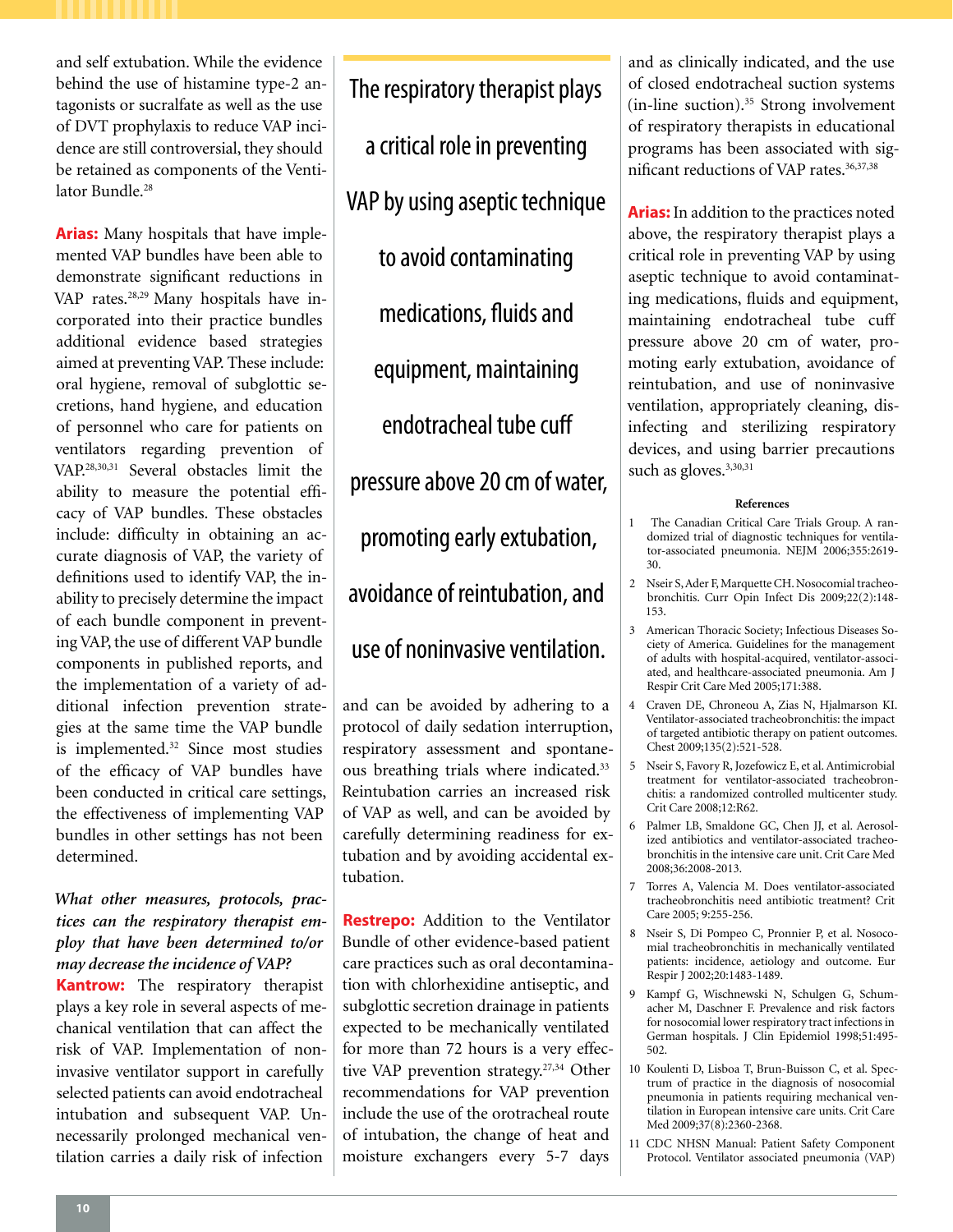and self extubation. While the evidence behind the use of histamine type-2 antagonists or sucralfate as well as the use of DVT prophylaxis to reduce VAP incidence are still controversial, they should be retained as components of the Ventilator Bundle.[28]

**Arias:** Many hospitals that have implemented VAP bundles have been able to demonstrate significant reductions in VAP rates.[28,29] Many hospitals have incorporated into their practice bundles additional evidence based strategies aimed at preventing VAP. These include: oral hygiene, removal of subglottic secretions, hand hygiene, and education of personnel who care for patients on ventilators regarding prevention of VAP.[28,30,31] Several obstacles limit the ability to measure the potential efficacy of VAP bundles. These obstacles include: difficulty in obtaining an accurate diagnosis of VAP, the variety of definitions used to identify VAP, the inability to precisely determine the impact of each bundle component in preventing VAP, the use of different VAP bundle components in published reports, and the implementation of a variety of additional infection prevention strategies at the same time the VAP bundle is implemented.[32] Since most studies of the efficacy of VAP bundles have been conducted in critical care settings, the effectiveness of implementing VAP bundles in other settings has not been determined.

***What other measures, protocols, practices can the respiratory therapist employ that have been determined to/or may decrease the incidence of VAP?***

**Kantrow:** The respiratory therapist plays a key role in several aspects of mechanical ventilation that can affect the risk of VAP. Implementation of noninvasive ventilator support in carefully selected patients can avoid endotracheal intubation and subsequent VAP. Unnecessarily prolonged mechanical ventilation carries a daily risk of infection and can be avoided by adhering to a protocol of daily sedation interruption, respiratory assessment and spontaneous breathing trials where indicated.[33] Reintubation carries an increased risk of VAP as well, and can be avoided by carefully determining readiness for extubation and by avoiding accidental extubation.

> The respiratory therapist plays a critical role in preventing VAP by using aseptic technique to avoid contaminating medications, fluids and equipment, maintaining endotracheal tube cuff pressure above 20 cm of water, promoting early extubation, avoidance of reintubation, and use of noninvasive ventilation.

**Restrepo:** Addition to the Ventilator Bundle of other evidence-based patient care practices such as oral decontamination with chlorhexidine antiseptic, and subglottic secretion drainage in patients expected to be mechanically ventilated for more than 72 hours is a very effective VAP prevention strategy.[27,34] Other recommendations for VAP prevention include the use of the orotracheal route of intubation, the change of heat and moisture exchangers every 5-7 days and as clinically indicated, and the use of closed endotracheal suction systems (in-line suction).[35] Strong involvement of respiratory therapists in educational programs has been associated with significant reductions of VAP rates.[36,37,38]

**Arias:** In addition to the practices noted above, the respiratory therapist plays a critical role in preventing VAP by using aseptic technique to avoid contaminating medications, fluids and equipment, maintaining endotracheal tube cuff pressure above 20 cm of water, promoting early extubation, avoidance of reintubation, and use of noninvasive ventilation, appropriately cleaning, disinfecting and sterilizing respiratory devices, and using barrier precautions such as gloves.[3,30,31]

### References

1. The Canadian Critical Care Trials Group. A randomized trial of diagnostic techniques for ventilator-associated pneumonia. NEJM 2006;355:2619-30.
2. Nseir S, Ader F, Marquette CH. Nosocomial tracheobronchitis. Curr Opin Infect Dis 2009;22(2):148-153.
3. American Thoracic Society; Infectious Diseases Society of America. Guidelines for the management of adults with hospital-acquired, ventilator-associated, and healthcare-associated pneumonia. Am J Respir Crit Care Med 2005;171:388.
4. Craven DE, Chroneou A, Zias N, Hjalmarson KI. Ventilator-associated tracheobronchitis: the impact of targeted antibiotic therapy on patient outcomes. Chest 2009;135(2):521-528.
5. Nseir S, Favory R, Jozefowicz E, et al. Antimicrobial treatment for ventilator-associated tracheobronchitis: a randomized controlled multicenter study. Crit Care 2008;12:R62.
6. Palmer LB, Smaldone GC, Chen JJ, et al. Aerosolized antibiotics and ventilator-associated tracheobronchitis in the intensive care unit. Crit Care Med 2008;36:2008-2013.
7. Torres A, Valencia M. Does ventilator-associated tracheobronchitis need antibiotic treatment? Crit Care 2005; 9:255-256.
8. Nseir S, Di Pompeo C, Pronnier P, et al. Nosocomial tracheobronchitis in mechanically ventilated patients: incidence, aetiology and outcome. Eur Respir J 2002;20:1483-1489.
9. Kampf G, Wischnewski N, Schulgen G, Schumacher M, Daschner F. Prevalence and risk factors for nosocomial lower respiratory tract infections in German hospitals. J Clin Epidemiol 1998;51:495-502.
10. Koulenti D, Lisboa T, Brun-Buisson C, et al. Spectrum of practice in the diagnosis of nosocomial pneumonia in patients requiring mechanical ventilation in European intensive care units. Crit Care Med 2009;37(8):2360-2368.
11. CDC NHSN Manual: Patient Safety Component Protocol. Ventilator associated pneumonia (VAP)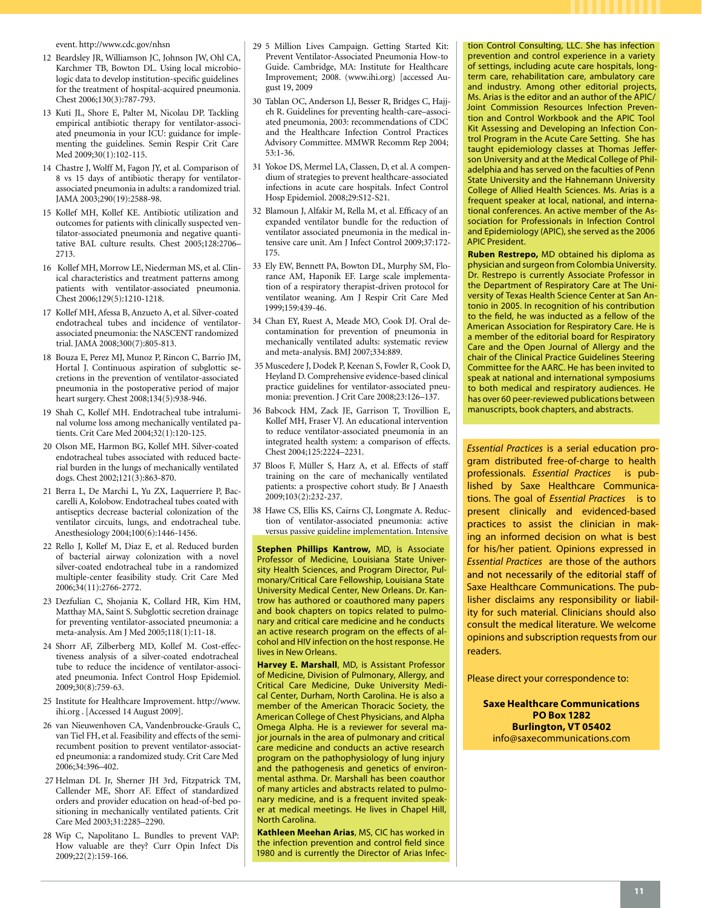event. http://www.cdc.gov/nhsn

12 Beardsley JR, Williamson JC, Johnson JW, Ohl CA, Karchmer TB, Bowton DL. Using local microbiologic data to develop institution-specific guidelines for the treatment of hospital-acquired pneumonia. Chest 2006;130(3):787-793.

13 Kuti JL, Shore E, Palter M, Nicolau DP. Tackling empirical antibiotic therapy for ventilator-associated pneumonia in your ICU: guidance for implementing the guidelines. Semin Respir Crit Care Med 2009;30(1):102-115.

14 Chastre J, Wolff M, Fagon JY, et al. Comparison of 8 vs 15 days of antibiotic therapy for ventilator-associated pneumonia in adults: a randomized trial. JAMA 2003;290(19):2588-98.

15 Kollef MH, Kollef KE. Antibiotic utilization and outcomes for patients with clinically suspected ventilator-associated pneumonia and negative quantitative BAL culture results. Chest 2005;128:2706–2713.

16 Kollef MH, Morrow LE, Niederman MS, et al. Clinical characteristics and treatment patterns among patients with ventilator-associated pneumonia. Chest 2006;129(5):1210-1218.

17 Kollef MH, Afessa B, Anzueto A, et al. Silver-coated endotracheal tubes and incidence of ventilator-associated pneumonia: the NASCENT randomized trial. JAMA 2008;300(7):805-813.

18 Bouza E, Perez MJ, Munoz P, Rincon C, Barrio JM, Hortal J. Continuous aspiration of subglottic secretions in the prevention of ventilator-associated pneumonia in the postoperative period of major heart surgery. Chest 2008;134(5):938-946.

19 Shah C, Kollef MH. Endotracheal tube intraluminal volume loss among mechanically ventilated patients. Crit Care Med 2004;32(1):120-125.

20 Olson ME, Harmon BG, Kollef MH. Silver-coated endotracheal tubes associated with reduced bacterial burden in the lungs of mechanically ventilated dogs. Chest 2002;121(3):863-870.

21 Berra L, De Marchi L, Yu ZX, Laquerriere P, Baccarelli A, Kolobow. Endotracheal tubes coated with antiseptics decrease bacterial colonization of the ventilator circuits, lungs, and endotracheal tube. Anesthesiology 2004;100(6):1446-1456.

22 Rello J, Kollef M, Diaz E, et al. Reduced burden of bacterial airway colonization with a novel silver-coated endotracheal tube in a randomized multiple-center feasibility study. Crit Care Med 2006;34(11):2766-2772.

23 Dezfulian C, Shojania K, Collard HR, Kim HM, Matthay MA, Saint S. Subglottic secretion drainage for preventing ventilator-associated pneumonia: a meta-analysis. Am J Med 2005;118(1):11-18.

24 Shorr AF, Zilberberg MD, Kollef M. Cost-effectiveness analysis of a silver-coated endotracheal tube to reduce the incidence of ventilator-associated pneumonia. Infect Control Hosp Epidemiol. 2009;30(8):759-63.

25 Institute for Healthcare Improvement. http://www.ihi.org . [Accessed 14 August 2009].

26 van Nieuwenhoven CA, Vandenbroucke-Grauls C, van Tiel FH, et al. Feasibility and effects of the semi-recumbent position to prevent ventilator-associated pneumonia: a randomized study. Crit Care Med 2006;34:396–402.

27 Helman DL Jr, Sherner JH 3rd, Fitzpatrick TM, Callender ME, Shorr AF. Effect of standardized orders and provider education on head-of-bed positioning in mechanically ventilated patients. Crit Care Med 2003;31:2285–2290.

28 Wip C, Napolitano L. Bundles to prevent VAP: How valuable are they? Curr Opin Infect Dis 2009;22(2):159-166.

29 5 Million Lives Campaign. Getting Started Kit: Prevent Ventilator-Associated Pneumonia How-to Guide. Cambridge, MA: Institute for Healthcare Improvement; 2008. (www.ihi.org) [accessed August 19, 2009

30 Tablan OC, Anderson LJ, Besser R, Bridges C, Hajjeh R. Guidelines for preventing health-care–associated pneumonia, 2003: recommendations of CDC and the Healthcare Infection Control Practices Advisory Committee. MMWR Recomm Rep 2004; 53:1-36.

31 Yokoe DS, Mermel LA, Classen, D, et al. A compendium of strategies to prevent healthcare-associated infections in acute care hospitals. Infect Control Hosp Epidemiol. 2008;29:S12-S21.

32 Blamoun J, Alfakir M, Rella M, et al. Efficacy of an expanded ventilator bundle for the reduction of ventilator associated pneumonia in the medical intensive care unit. Am J Infect Control 2009;37:172-175.

33 Ely EW, Bennett PA, Bowton DL, Murphy SM, Florance AM, Haponik EF. Large scale implementation of a respiratory therapist-driven protocol for ventilator weaning. Am J Respir Crit Care Med 1999;159:439-46.

34 Chan EY, Ruest A, Meade MO, Cook DJ. Oral decontamination for prevention of pneumonia in mechanically ventilated adults: systematic review and meta-analysis. BMJ 2007;334:889.

35 Muscedere J, Dodek P, Keenan S, Fowler R, Cook D, Heyland D. Comprehensive evidence-based clinical practice guidelines for ventilator-associated pneumonia: prevention. J Crit Care 2008;23:126–137.

36 Babcock HM, Zack JE, Garrison T, Trovillion E, Kollef MH, Fraser VJ. An educational intervention to reduce ventilator-associated pneumonia in an integrated health system: a comparison of effects. Chest 2004;125:2224–2231.

37 Bloos F, Müller S, Harz A, et al. Effects of staff training on the care of mechanically ventilated patients: a prospective cohort study. Br J Anaesth 2009;103(2):232-237.

38 Hawe CS, Ellis KS, Cairns CJ, Longmate A. Reduction of ventilator-associated pneumonia: active versus passive guideline implementation. Intensive

**Stephen Phillips Kantrow,** MD, is Associate Professor of Medicine, Louisiana State University Health Sciences, and Program Director, Pulmonary/Critical Care Fellowship, Louisiana State University Medical Center, New Orleans. Dr. Kantrow has authored or coauthored many papers and book chapters on topics related to pulmonary and critical care medicine and he conducts an active research program on the effects of alcohol and HIV infection on the host response. He lives in New Orleans.

**Harvey E. Marshall**, MD, is Assistant Professor of Medicine, Division of Pulmonary, Allergy, and Critical Care Medicine, Duke University Medical Center, Durham, North Carolina. He is also a member of the American Thoracic Society, the American College of Chest Physicians, and Alpha Omega Alpha. He is a reviewer for several major journals in the area of pulmonary and critical care medicine and conducts an active research program on the pathophysiology of lung injury and the pathogenesis and genetics of environmental asthma. Dr. Marshall has been coauthor of many articles and abstracts related to pulmonary medicine, and is a frequent invited speaker at medical meetings. He lives in Chapel Hill, North Carolina.

**Kathleen Meehan Arias**, MS, CIC has worked in the infection prevention and control field since 1980 and is currently the Director of Arias Infection Control Consulting, LLC. She has infection prevention and control experience in a variety of settings, including acute care hospitals, long-term care, rehabilitation care, ambulatory care and industry. Among other editorial projects, Ms. Arias is the editor and an author of the APIC/Joint Commission Resources Infection Prevention and Control Workbook and the APIC Tool Kit Assessing and Developing an Infection Control Program in the Acute Care Setting. She has taught epidemiology classes at Thomas Jefferson University and at the Medical College of Philadelphia and has served on the faculties of Penn State University and the Hahnemann University College of Allied Health Sciences. Ms. Arias is a frequent speaker at local, national, and international conferences. An active member of the Association for Professionals in Infection Control and Epidemiology (APIC), she served as the 2006 APIC President.

**Ruben Restrepo,** MD obtained his diploma as physician and surgeon from Colombia University. Dr. Restrepo is currently Associate Professor in the Department of Respiratory Care at The University of Texas Health Science Center at San Antonio in 2005. In recognition of his contribution to the field, he was inducted as a fellow of the American Association for Respiratory Care. He is a member of the editorial board for Respiratory Care and the Open Journal of Allergy and the chair of the Clinical Practice Guidelines Steering Committee for the AARC. He has been invited to speak at national and international symposiums to both medical and respiratory audiences. He has over 60 peer-reviewed publications between manuscripts, book chapters, and abstracts.

*Essential Practices* is a serial education program distributed free-of-charge to health professionals. *Essential Practices* is published by Saxe Healthcare Communications. The goal of *Essential Practices* is to present clinically and evidenced-based practices to assist the clinician in making an informed decision on what is best for his/her patient. Opinions expressed in *Essential Practices* are those of the authors and not necessarily of the editorial staff of Saxe Healthcare Communications. The publisher disclaims any responsibility or liability for such material. Clinicians should also consult the medical literature. We welcome opinions and subscription requests from our readers.

Please direct your correspondence to:

**Saxe Healthcare Communications**
**PO Box 1282**
**Burlington, VT 05402**
info@saxecommunications.com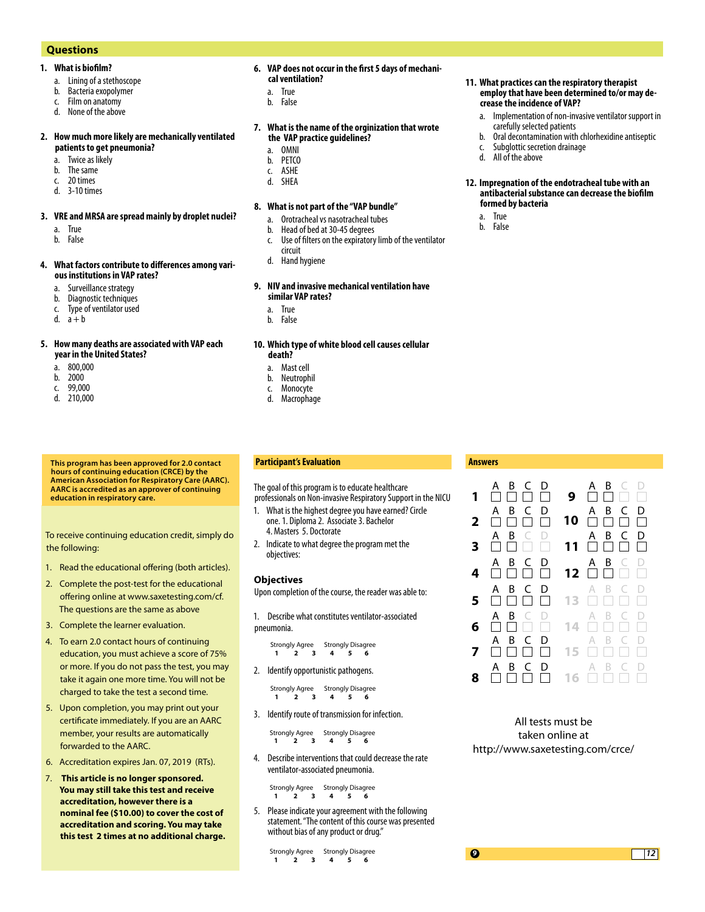## Questions

**1. What is biofilm?**

a. Lining of a stethoscope
b. Bacteria exopolymer
c. Film on anatomy
d. None of the above

**2. How much more likely are mechanically ventilated patients to get pneumonia?**

a. Twice as likely
b. The same
c. 20 times
d. 3-10 times

**3. VRE and MRSA are spread mainly by droplet nuclei?**

a. True
b. False

**4. What factors contribute to differences among various institutions in VAP rates?**

a. Surveillance strategy
b. Diagnostic techniques
c. Type of ventilator used
d. a + b

**5. How many deaths are associated with VAP each year in the United States?**

a. 800,000
b. 2000
c. 99,000
d. 210,000

**6. VAP does not occur in the first 5 days of mechanical ventilation?**

a. True
b. False

**7. What is the name of the orginization that wrote the VAP practice guidelines?**

a. OMNI
b. PETCO
c. ASHE
d. SHEA

**8. What is not part of the "VAP bundle"**

a. Orotracheal vs nasotracheal tubes
b. Head of bed at 30-45 degrees
c. Use of filters on the expiratory limb of the ventilator circuit
d. Hand hygiene

**9. NIV and invasive mechanical ventilation have similar VAP rates?**

a. True
b. False

**10. Which type of white blood cell causes cellular death?**

a. Mast cell
b. Neutrophil
c. Monocyte
d. Macrophage

**11. What practices can the respiratory therapist employ that have been determined to/or may decrease the incidence of VAP?**

a. Implementation of non-invasive ventilator support in carefully selected patients
b. Oral decontamination with chlorhexidine antiseptic
c. Subglottic secretion drainage
d. All of the above

**12. Impregnation of the endotracheal tube with an antibacterial substance can decrease the biofilm formed by bacteria**

a. True
b. False

**This program has been approved for 2.0 contact hours of continuing education (CRCE) by the American Association for Respiratory Care (AARC). AARC is accredited as an approver of continuing education in respiratory care.**

To receive continuing education credit, simply do the following:

1. Read the educational offering (both articles).
2. Complete the post-test for the educational offering online at www.saxetesting.com/cf. The questions are the same as above
3. Complete the learner evaluation.
4. To earn 2.0 contact hours of continuing education, you must achieve a score of 75% or more. If you do not pass the test, you may take it again one more time. You will not be charged to take the test a second time.
5. Upon completion, you may print out your certificate immediately. If you are an AARC member, your results are automatically forwarded to the AARC.
6. Accreditation expires Jan. 07, 2019 (RTs).
7. **This article is no longer sponsored. You may still take this test and receive accreditation, however there is a nominal fee ($10.00) to cover the cost of accreditation and scoring. You may take this test 2 times at no additional charge.**

## Participant's Evaluation

The goal of this program is to educate healthcare professionals on Non-invasive Respiratory Support in the NICU

1. What is the highest degree you have earned? Circle one. 1. Diploma 2. Associate 3. Bachelor 4. Masters 5. Doctorate
2. Indicate to what degree the program met the objectives:

### Objectives

Upon completion of the course, the reader was able to:

1. Describe what constitutes ventilator-associated pneumonia.

   Strongly Agree Strongly Disagree
   1 2 3 4 5 6

2. Identify opportunistic pathogens.

   Strongly Agree Strongly Disagree
   1 2 3 4 5 6

3. Identify route of transmission for infection.

   Strongly Agree Strongly Disagree
   1 2 3 4 5 6

4. Describe interventions that could decrease the rate ventilator-associated pneumonia.

   Strongly Agree Strongly Disagree
   1 2 3 4 5 6

5. Please indicate your agreement with the following statement. "The content of this course was presented without bias of any product or drug."

   Strongly Agree Strongly Disagree
   1 2 3 4 5 6

## Answers

| | A | B | C | D |
|---|---|---|---|---|
| 1 | ☐ | ☐ | ☐ | ☐ |
| 2 | ☐ | ☐ | ☐ | ☐ |
| 3 | ☐ | ☐ | | |
| 4 | ☐ | ☐ | ☐ | ☐ |
| 5 | ☐ | ☐ | ☐ | ☐ |
| 6 | ☐ | ☐ | | |
| 7 | ☐ | ☐ | ☐ | ☐ |
| 8 | ☐ | ☐ | ☐ | ☐ |
| 9 | ☐ | ☐ | | |
| 10 | ☐ | ☐ | ☐ | ☐ |
| 11 | ☐ | ☐ | ☐ | ☐ |
| 12 | ☐ | ☐ | | |

All tests must be taken online at http://www.saxetesting.com/crce/